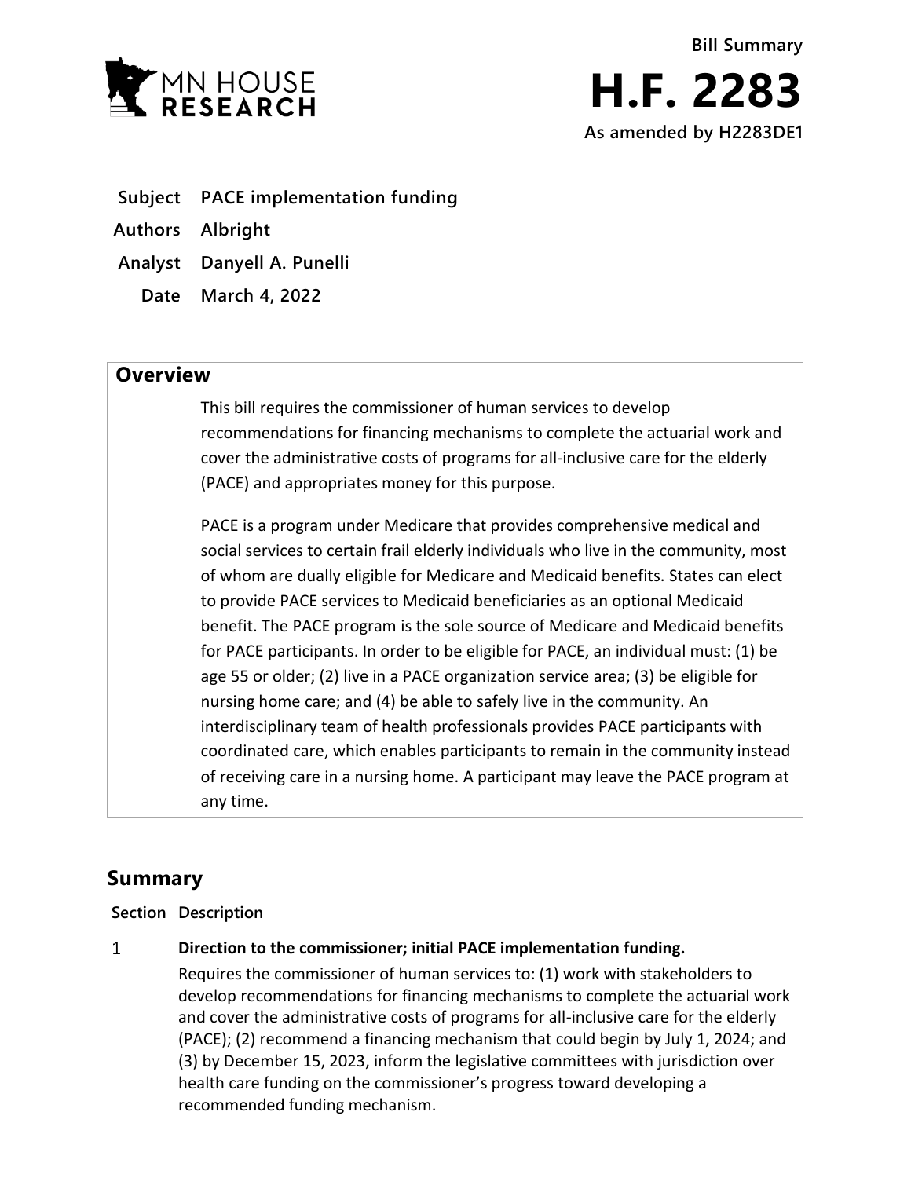MN HOUSE RESEARCH

Bill Summary

# H.F. 2283

As amended by H2283DE1

| | |
|---|---|
| **Subject** | **PACE implementation funding** |
| **Authors** | **Albright** |
| **Analyst** | **Danyell A. Punelli** |
| **Date** | **March 4, 2022** |

## Overview

This bill requires the commissioner of human services to develop recommendations for financing mechanisms to complete the actuarial work and cover the administrative costs of programs for all-inclusive care for the elderly (PACE) and appropriates money for this purpose.

PACE is a program under Medicare that provides comprehensive medical and social services to certain frail elderly individuals who live in the community, most of whom are dually eligible for Medicare and Medicaid benefits. States can elect to provide PACE services to Medicaid beneficiaries as an optional Medicaid benefit. The PACE program is the sole source of Medicare and Medicaid benefits for PACE participants. In order to be eligible for PACE, an individual must: (1) be age 55 or older; (2) live in a PACE organization service area; (3) be eligible for nursing home care; and (4) be able to safely live in the community. An interdisciplinary team of health professionals provides PACE participants with coordinated care, which enables participants to remain in the community instead of receiving care in a nursing home. A participant may leave the PACE program at any time.

## Summary

| Section | Description |
|---|---|
| 1 | **Direction to the commissioner; initial PACE implementation funding.** Requires the commissioner of human services to: (1) work with stakeholders to develop recommendations for financing mechanisms to complete the actuarial work and cover the administrative costs of programs for all-inclusive care for the elderly (PACE); (2) recommend a financing mechanism that could begin by July 1, 2024; and (3) by December 15, 2023, inform the legislative committees with jurisdiction over health care funding on the commissioner's progress toward developing a recommended funding mechanism. |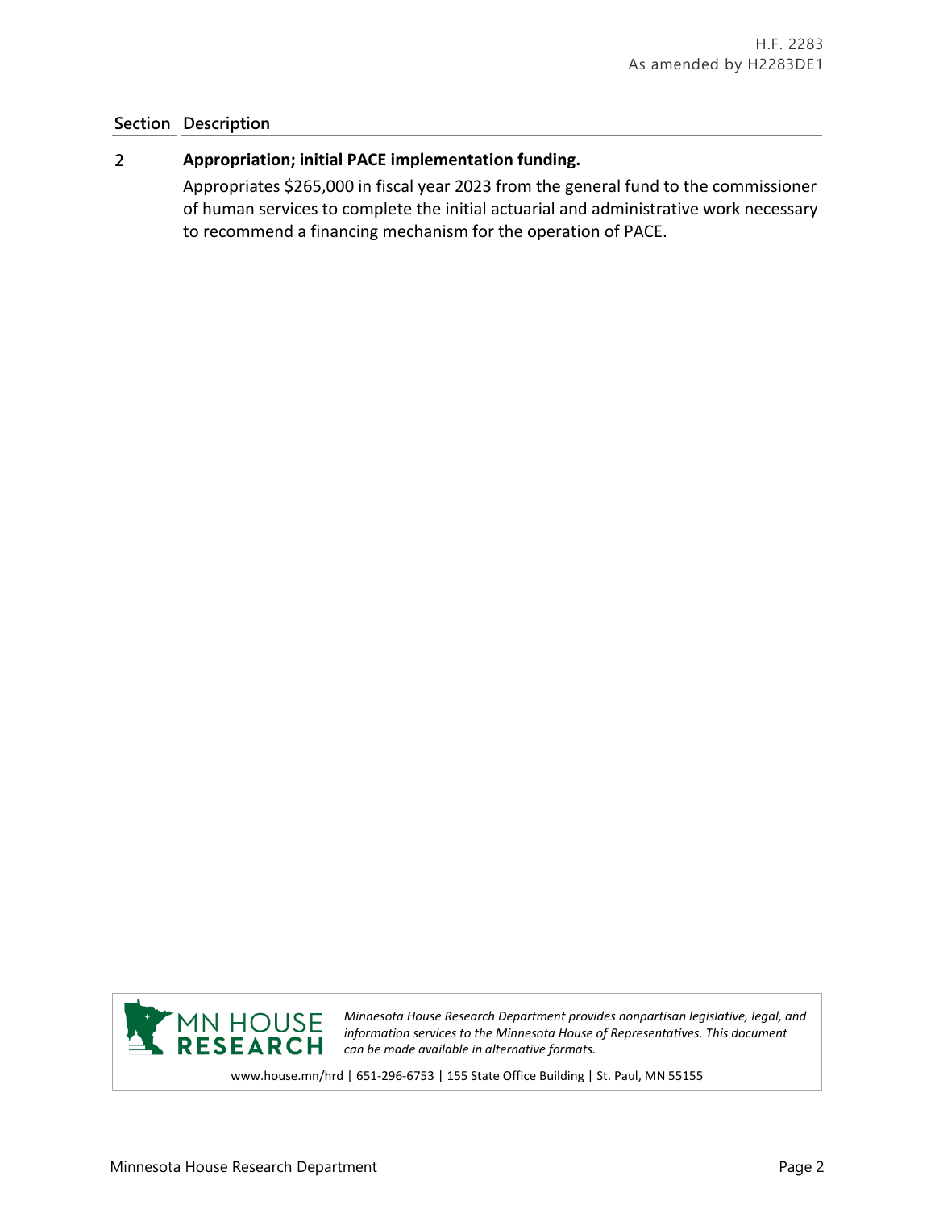| Section | Description |
| --- | --- |
| 2 | **Appropriation; initial PACE implementation funding.**<br>Appropriates $265,000 in fiscal year 2023 from the general fund to the commissioner of human services to complete the initial actuarial and administrative work necessary to recommend a financing mechanism for the operation of PACE. |

MN HOUSE RESEARCH

*Minnesota House Research Department provides nonpartisan legislative, legal, and information services to the Minnesota House of Representatives. This document can be made available in alternative formats.*

www.house.mn/hrd | 651-296-6753 | 155 State Office Building | St. Paul, MN 55155